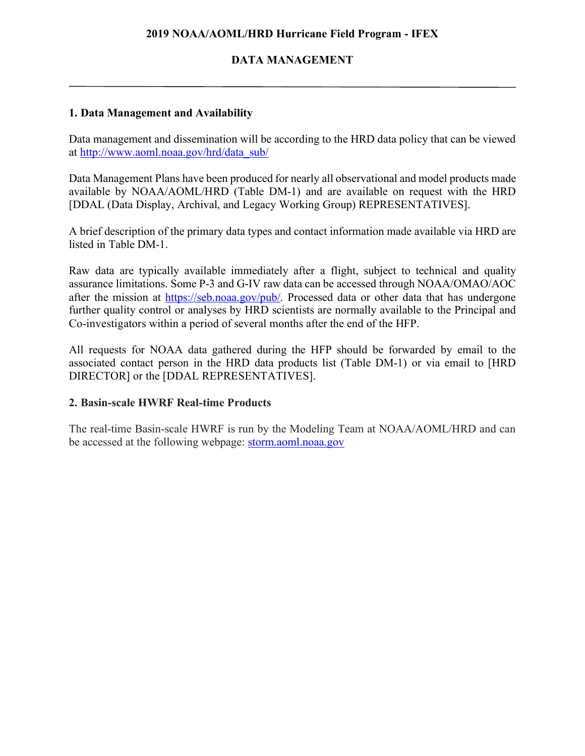# 2019 NOAA/AOML/HRD Hurricane Field Program - IFEX

## DATA MANAGEMENT

### 1. Data Management and Availability

Data management and dissemination will be according to the HRD data policy that can be viewed at [http://www.aoml.noaa.gov/hrd/data_sub/](http://www.aoml.noaa.gov/hrd/data_sub/)

Data Management Plans have been produced for nearly all observational and model products made available by NOAA/AOML/HRD (Table DM-1) and are available on request with the HRD [DDAL (Data Display, Archival, and Legacy Working Group) REPRESENTATIVES].

A brief description of the primary data types and contact information made available via HRD are listed in Table DM-1.

Raw data are typically available immediately after a flight, subject to technical and quality assurance limitations. Some P-3 and G-IV raw data can be accessed through NOAA/OMAO/AOC after the mission at [https://seb.noaa.gov/pub/](https://seb.noaa.gov/pub/). Processed data or other data that has undergone further quality control or analyses by HRD scientists are normally available to the Principal and Co-investigators within a period of several months after the end of the HFP.

All requests for NOAA data gathered during the HFP should be forwarded by email to the associated contact person in the HRD data products list (Table DM-1) or via email to [HRD DIRECTOR] or the [DDAL REPRESENTATIVES].

### 2. Basin-scale HWRF Real-time Products

The real-time Basin-scale HWRF is run by the Modeling Team at NOAA/AOML/HRD and can be accessed at the following webpage: [storm.aoml.noaa.gov](storm.aoml.noaa.gov)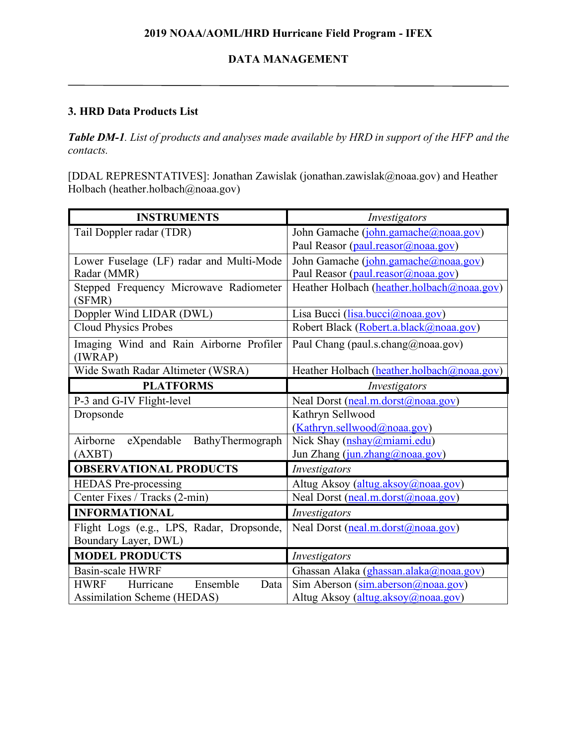**2019 NOAA/AOML/HRD Hurricane Field Program - IFEX**

**DATA MANAGEMENT**

### 3. HRD Data Products List

***Table DM-1**. List of products and analyses made available by HRD in support of the HFP and the contacts.*

[DDAL REPRESNTATIVES]: Jonathan Zawislak (jonathan.zawislak@noaa.gov) and Heather Holbach (heather.holbach@noaa.gov)

| **INSTRUMENTS** | *Investigators* |
|---|---|
| Tail Doppler radar (TDR) | John Gamache (john.gamache@noaa.gov)<br>Paul Reasor (paul.reasor@noaa.gov) |
| Lower Fuselage (LF) radar and Multi-Mode Radar (MMR) | John Gamache (john.gamache@noaa.gov)<br>Paul Reasor (paul.reasor@noaa.gov) |
| Stepped Frequency Microwave Radiometer (SFMR) | Heather Holbach (heather.holbach@noaa.gov) |
| Doppler Wind LIDAR (DWL) | Lisa Bucci (lisa.bucci@noaa.gov) |
| Cloud Physics Probes | Robert Black (Robert.a.black@noaa.gov) |
| Imaging Wind and Rain Airborne Profiler (IWRAP) | Paul Chang (paul.s.chang@noaa.gov) |
| Wide Swath Radar Altimeter (WSRA) | Heather Holbach (heather.holbach@noaa.gov) |
| **PLATFORMS** | *Investigators* |
| P-3 and G-IV Flight-level | Neal Dorst (neal.m.dorst@noaa.gov) |
| Dropsonde | Kathryn Sellwood (Kathryn.sellwood@noaa.gov) |
| Airborne eXpendable BathyThermograph (AXBT) | Nick Shay (nshay@miami.edu)<br>Jun Zhang (jun.zhang@noaa.gov) |
| **OBSERVATIONAL PRODUCTS** | *Investigators* |
| HEDAS Pre-processing | Altug Aksoy (altug.aksoy@noaa.gov) |
| Center Fixes / Tracks (2-min) | Neal Dorst (neal.m.dorst@noaa.gov) |
| **INFORMATIONAL** | *Investigators* |
| Flight Logs (e.g., LPS, Radar, Dropsonde, Boundary Layer, DWL) | Neal Dorst (neal.m.dorst@noaa.gov) |
| **MODEL PRODUCTS** | *Investigators* |
| Basin-scale HWRF | Ghassan Alaka (ghassan.alaka@noaa.gov) |
| HWRF Hurricane Ensemble Data Assimilation Scheme (HEDAS) | Sim Aberson (sim.aberson@noaa.gov)<br>Altug Aksoy (altug.aksoy@noaa.gov) |